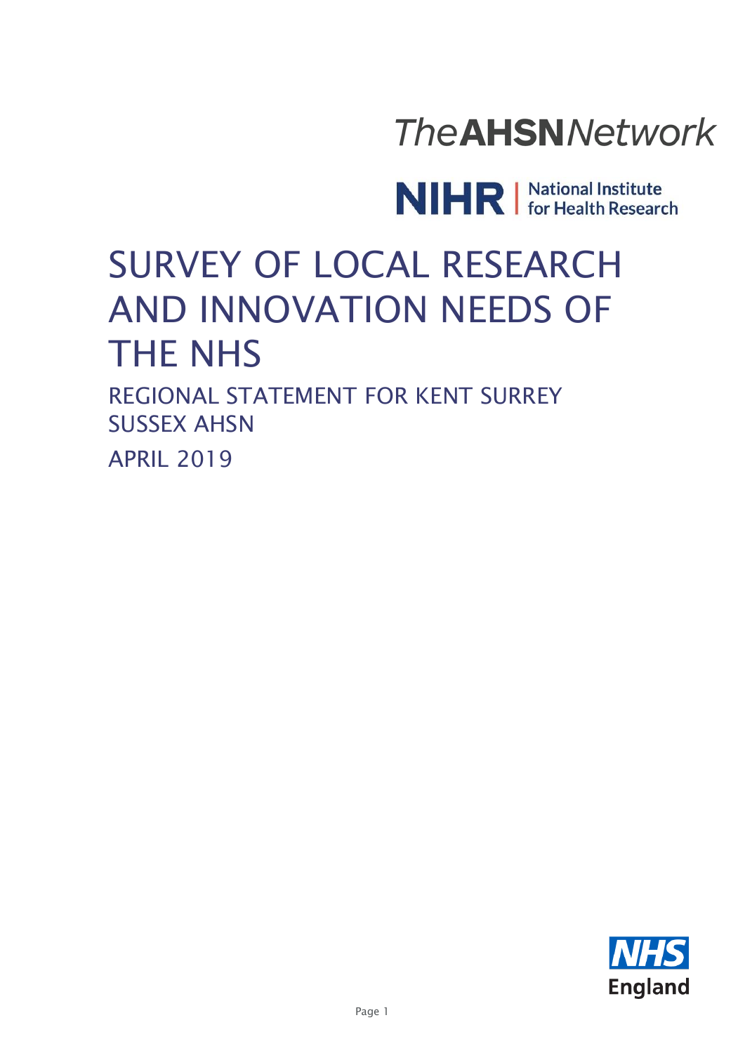TheAHSNNetwork

NIHR | National Institute for Health Research

# SURVEY OF LOCAL RESEARCH AND INNOVATION NEEDS OF THE NHS

## REGIONAL STATEMENT FOR KENT SURREY SUSSEX AHSN

## APRIL 2019

NHS England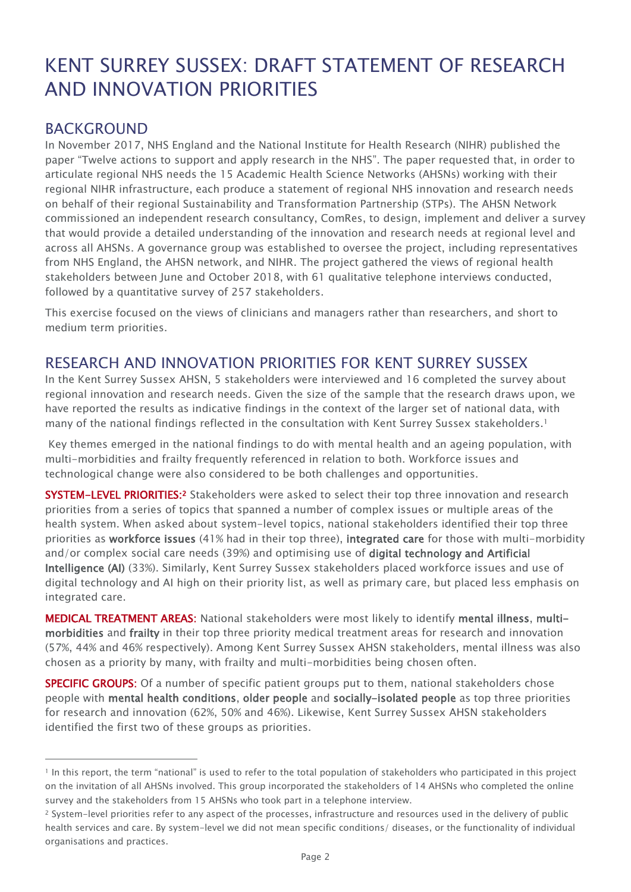# KENT SURREY SUSSEX: DRAFT STATEMENT OF RESEARCH AND INNOVATION PRIORITIES

## BACKGROUND

In November 2017, NHS England and the National Institute for Health Research (NIHR) published the paper "Twelve actions to support and apply research in the NHS". The paper requested that, in order to articulate regional NHS needs the 15 Academic Health Science Networks (AHSNs) working with their regional NIHR infrastructure, each produce a statement of regional NHS innovation and research needs on behalf of their regional Sustainability and Transformation Partnership (STPs). The AHSN Network commissioned an independent research consultancy, ComRes, to design, implement and deliver a survey that would provide a detailed understanding of the innovation and research needs at regional level and across all AHSNs. A governance group was established to oversee the project, including representatives from NHS England, the AHSN network, and NIHR. The project gathered the views of regional health stakeholders between June and October 2018, with 61 qualitative telephone interviews conducted, followed by a quantitative survey of 257 stakeholders.

This exercise focused on the views of clinicians and managers rather than researchers, and short to medium term priorities.

## RESEARCH AND INNOVATION PRIORITIES FOR KENT SURREY SUSSEX

In the Kent Surrey Sussex AHSN, 5 stakeholders were interviewed and 16 completed the survey about regional innovation and research needs. Given the size of the sample that the research draws upon, we have reported the results as indicative findings in the context of the larger set of national data, with many of the national findings reflected in the consultation with Kent Surrey Sussex stakeholders.[1]

Key themes emerged in the national findings to do with mental health and an ageing population, with multi-morbidities and frailty frequently referenced in relation to both. Workforce issues and technological change were also considered to be both challenges and opportunities.

**SYSTEM-LEVEL PRIORITIES:**[2] Stakeholders were asked to select their top three innovation and research priorities from a series of topics that spanned a number of complex issues or multiple areas of the health system. When asked about system-level topics, national stakeholders identified their top three priorities as **workforce issues** (41% had in their top three), **integrated care** for those with multi-morbidity and/or complex social care needs (39%) and optimising use of **digital technology and Artificial Intelligence (AI)** (33%). Similarly, Kent Surrey Sussex stakeholders placed workforce issues and use of digital technology and AI high on their priority list, as well as primary care, but placed less emphasis on integrated care.

**MEDICAL TREATMENT AREAS:** National stakeholders were most likely to identify **mental illness**, **multi-morbidities** and **frailty** in their top three priority medical treatment areas for research and innovation (57%, 44% and 46% respectively). Among Kent Surrey Sussex AHSN stakeholders, mental illness was also chosen as a priority by many, with frailty and multi-morbidities being chosen often.

**SPECIFIC GROUPS:** Of a number of specific patient groups put to them, national stakeholders chose people with **mental health conditions**, **older people** and **socially-isolated people** as top three priorities for research and innovation (62%, 50% and 46%). Likewise, Kent Surrey Sussex AHSN stakeholders identified the first two of these groups as priorities.

---

[1] In this report, the term "national" is used to refer to the total population of stakeholders who participated in this project on the invitation of all AHSNs involved. This group incorporated the stakeholders of 14 AHSNs who completed the online survey and the stakeholders from 15 AHSNs who took part in a telephone interview.

[2] System-level priorities refer to any aspect of the processes, infrastructure and resources used in the delivery of public health services and care. By system-level we did not mean specific conditions/ diseases, or the functionality of individual organisations and practices.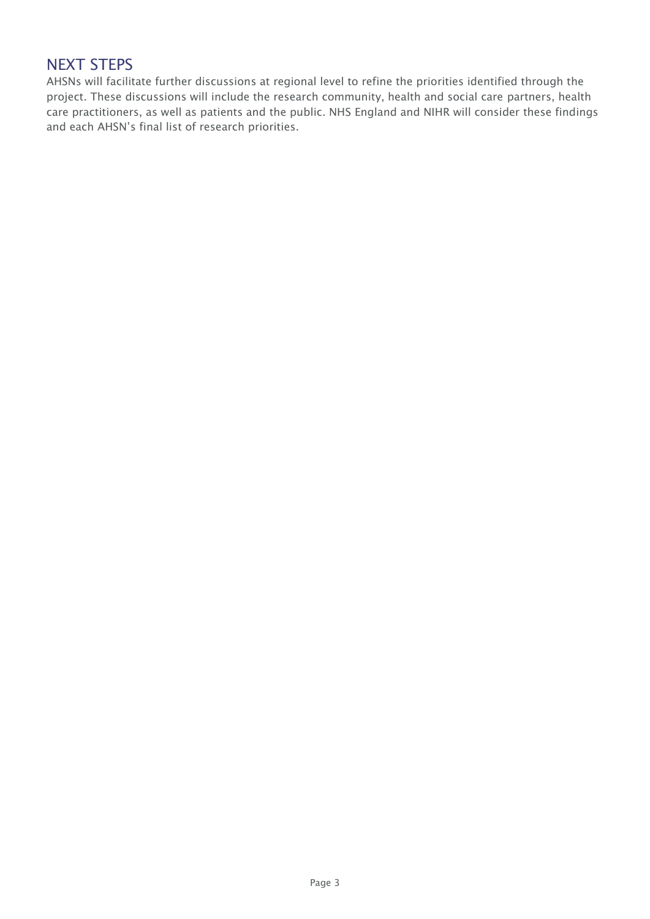## NEXT STEPS

AHSNs will facilitate further discussions at regional level to refine the priorities identified through the project. These discussions will include the research community, health and social care partners, health care practitioners, as well as patients and the public. NHS England and NIHR will consider these findings and each AHSN's final list of research priorities.